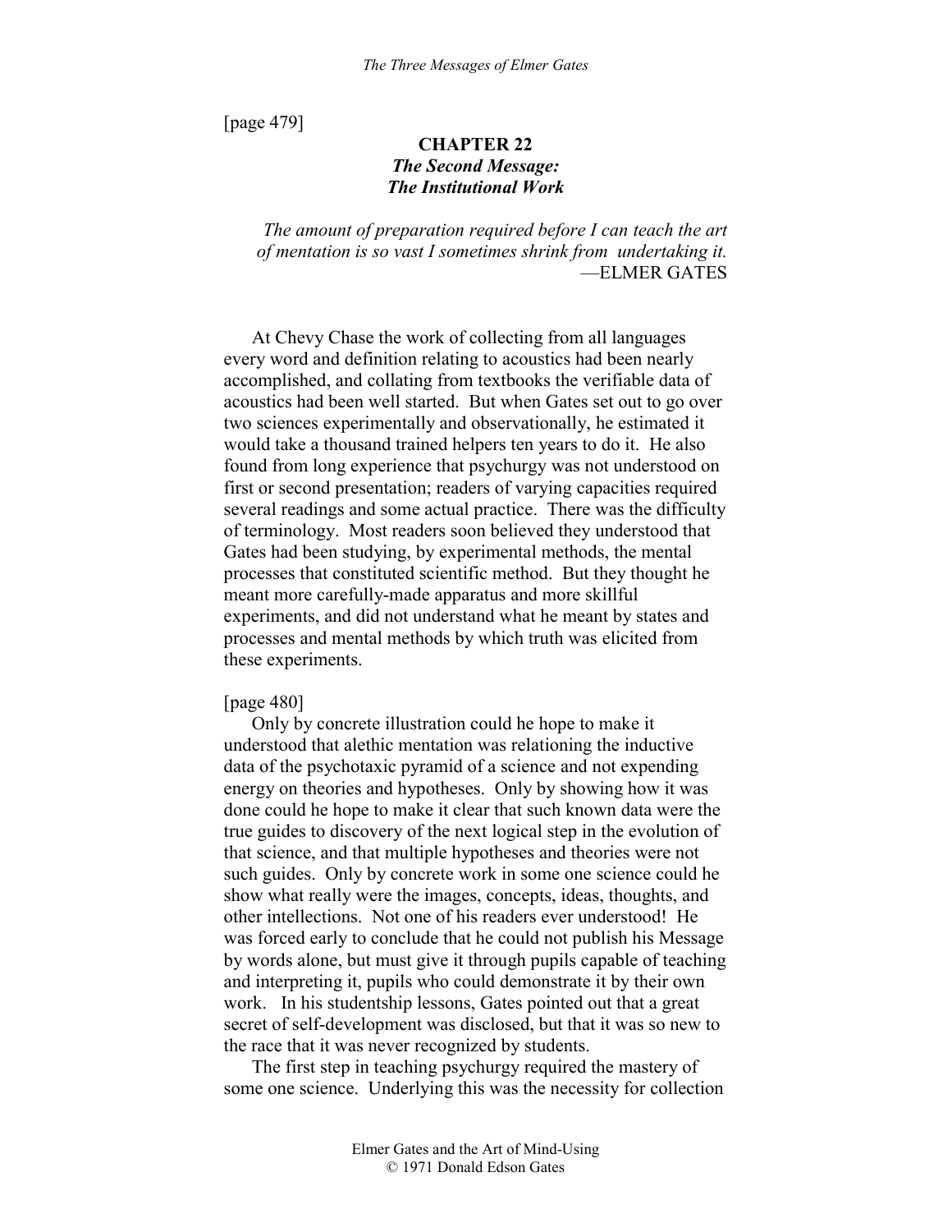[page 479]

## CHAPTER 22
## *The Second Message: The Institutional Work*

> *The amount of preparation required before I can teach the art of mentation is so vast I sometimes shrink from undertaking it.*
> —ELMER GATES

At Chevy Chase the work of collecting from all languages every word and definition relating to acoustics had been nearly accomplished, and collating from textbooks the verifiable data of acoustics had been well started. But when Gates set out to go over two sciences experimentally and observationally, he estimated it would take a thousand trained helpers ten years to do it. He also found from long experience that psychurgy was not understood on first or second presentation; readers of varying capacities required several readings and some actual practice. There was the difficulty of terminology. Most readers soon believed they understood that Gates had been studying, by experimental methods, the mental processes that constituted scientific method. But they thought he meant more carefully-made apparatus and more skillful experiments, and did not understand what he meant by states and processes and mental methods by which truth was elicited from these experiments.

[page 480]

Only by concrete illustration could he hope to make it understood that alethic mentation was relationing the inductive data of the psychotaxic pyramid of a science and not expending energy on theories and hypotheses. Only by showing how it was done could he hope to make it clear that such known data were the true guides to discovery of the next logical step in the evolution of that science, and that multiple hypotheses and theories were not such guides. Only by concrete work in some one science could he show what really were the images, concepts, ideas, thoughts, and other intellections. Not one of his readers ever understood! He was forced early to conclude that he could not publish his Message by words alone, but must give it through pupils capable of teaching and interpreting it, pupils who could demonstrate it by their own work. In his studentship lessons, Gates pointed out that a great secret of self-development was disclosed, but that it was so new to the race that it was never recognized by students.

The first step in teaching psychurgy required the mastery of some one science. Underlying this was the necessity for collection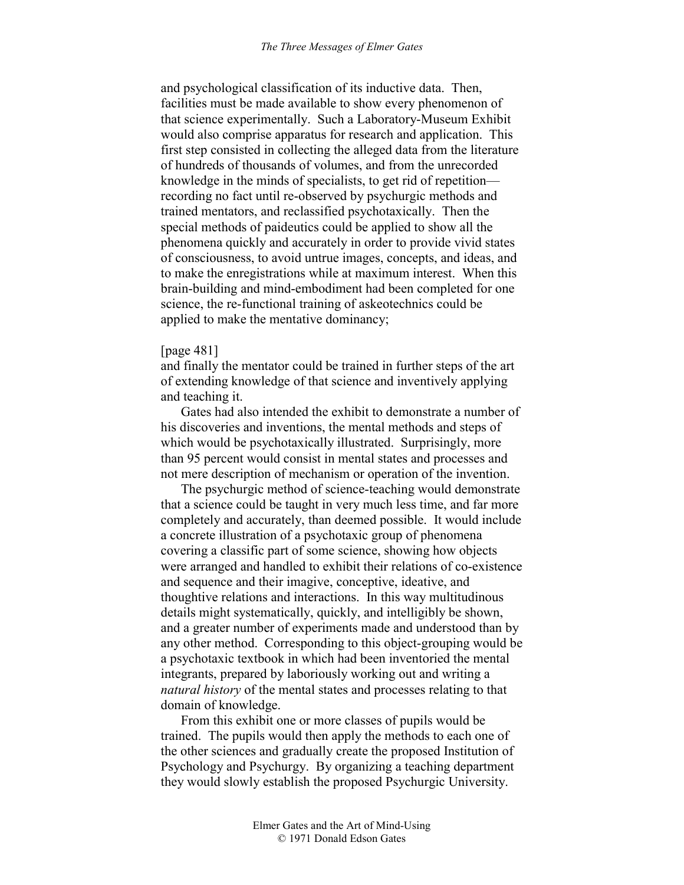and psychological classification of its inductive data. Then, facilities must be made available to show every phenomenon of that science experimentally. Such a Laboratory-Museum Exhibit would also comprise apparatus for research and application. This first step consisted in collecting the alleged data from the literature of hundreds of thousands of volumes, and from the unrecorded knowledge in the minds of specialists, to get rid of repetition—recording no fact until re-observed by psychurgic methods and trained mentators, and reclassified psychotaxically. Then the special methods of paideutics could be applied to show all the phenomena quickly and accurately in order to provide vivid states of consciousness, to avoid untrue images, concepts, and ideas, and to make the enregistrations while at maximum interest. When this brain-building and mind-embodiment had been completed for one science, the re-functional training of askeotechnics could be applied to make the mentative dominancy;

[page 481]
and finally the mentator could be trained in further steps of the art of extending knowledge of that science and inventively applying and teaching it.

Gates had also intended the exhibit to demonstrate a number of his discoveries and inventions, the mental methods and steps of which would be psychotaxically illustrated. Surprisingly, more than 95 percent would consist in mental states and processes and not mere description of mechanism or operation of the invention.

The psychurgic method of science-teaching would demonstrate that a science could be taught in very much less time, and far more completely and accurately, than deemed possible. It would include a concrete illustration of a psychotaxic group of phenomena covering a classific part of some science, showing how objects were arranged and handled to exhibit their relations of co-existence and sequence and their imagive, conceptive, ideative, and thoughtive relations and interactions. In this way multitudinous details might systematically, quickly, and intelligibly be shown, and a greater number of experiments made and understood than by any other method. Corresponding to this object-grouping would be a psychotaxic textbook in which had been inventoried the mental integrants, prepared by laboriously working out and writing a *natural history* of the mental states and processes relating to that domain of knowledge.

From this exhibit one or more classes of pupils would be trained. The pupils would then apply the methods to each one of the other sciences and gradually create the proposed Institution of Psychology and Psychurgy. By organizing a teaching department they would slowly establish the proposed Psychurgic University.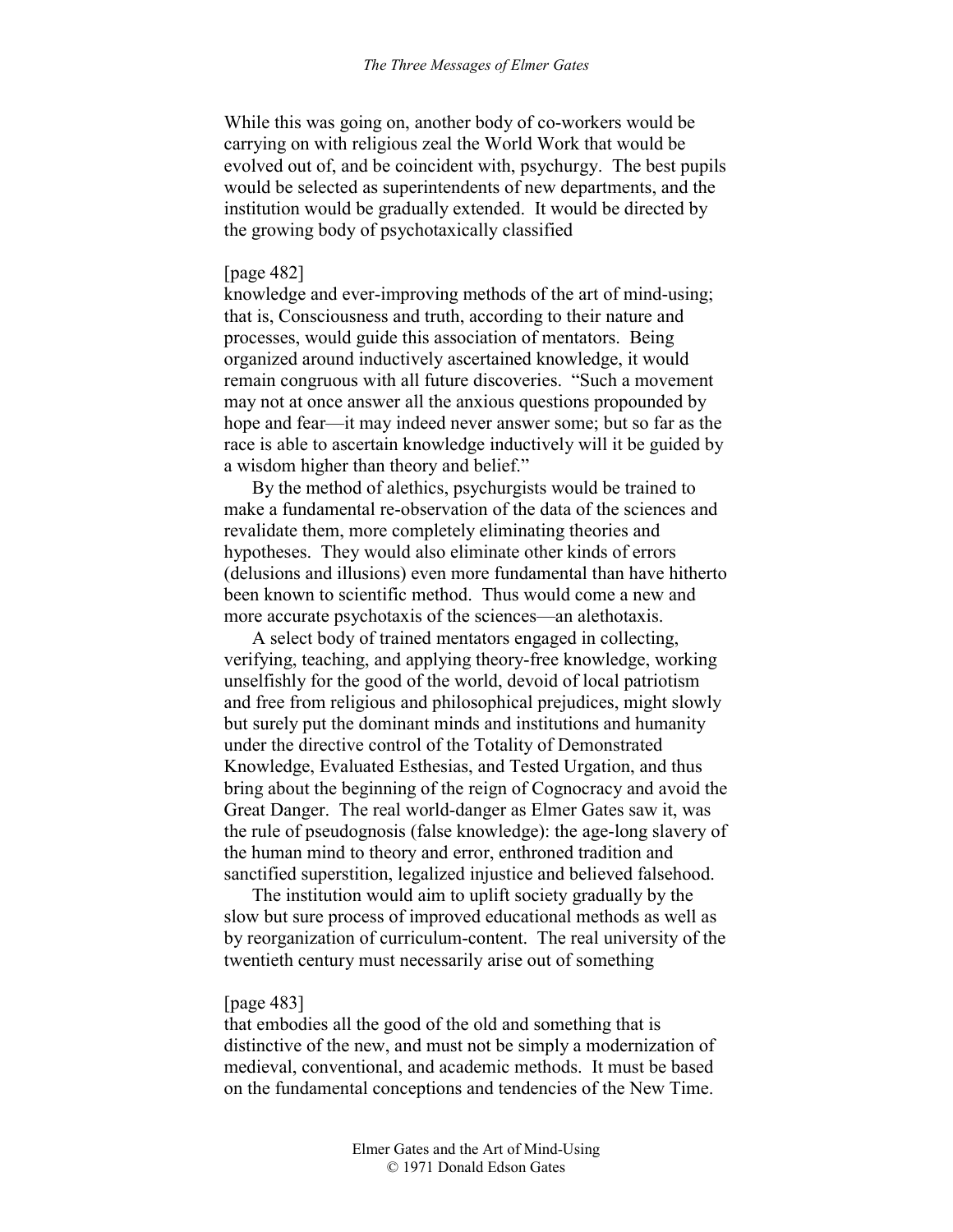While this was going on, another body of co-workers would be carrying on with religious zeal the World Work that would be evolved out of, and be coincident with, psychurgy. The best pupils would be selected as superintendents of new departments, and the institution would be gradually extended. It would be directed by the growing body of psychotaxically classified knowledge and ever-improving methods of the art of mind-using; that is, Consciousness and truth, according to their nature and processes, would guide this association of mentators. Being organized around inductively ascertained knowledge, it would remain congruous with all future discoveries. "Such a movement may not at once answer all the anxious questions propounded by hope and fear—it may indeed never answer some; but so far as the race is able to ascertain knowledge inductively will it be guided by a wisdom higher than theory and belief."

By the method of alethics, psychurgists would be trained to make a fundamental re-observation of the data of the sciences and revalidate them, more completely eliminating theories and hypotheses. They would also eliminate other kinds of errors (delusions and illusions) even more fundamental than have hitherto been known to scientific method. Thus would come a new and more accurate psychotaxis of the sciences—an alethotaxis.

A select body of trained mentators engaged in collecting, verifying, teaching, and applying theory-free knowledge, working unselfishly for the good of the world, devoid of local patriotism and free from religious and philosophical prejudices, might slowly but surely put the dominant minds and institutions and humanity under the directive control of the Totality of Demonstrated Knowledge, Evaluated Esthesias, and Tested Urgation, and thus bring about the beginning of the reign of Cognocracy and avoid the Great Danger. The real world-danger as Elmer Gates saw it, was the rule of pseudognosis (false knowledge): the age-long slavery of the human mind to theory and error, enthroned tradition and sanctified superstition, legalized injustice and believed falsehood.

The institution would aim to uplift society gradually by the slow but sure process of improved educational methods as well as by reorganization of curriculum-content. The real university of the twentieth century must necessarily arise out of something that embodies all the good of the old and something that is distinctive of the new, and must not be simply a modernization of medieval, conventional, and academic methods. It must be based on the fundamental conceptions and tendencies of the New Time.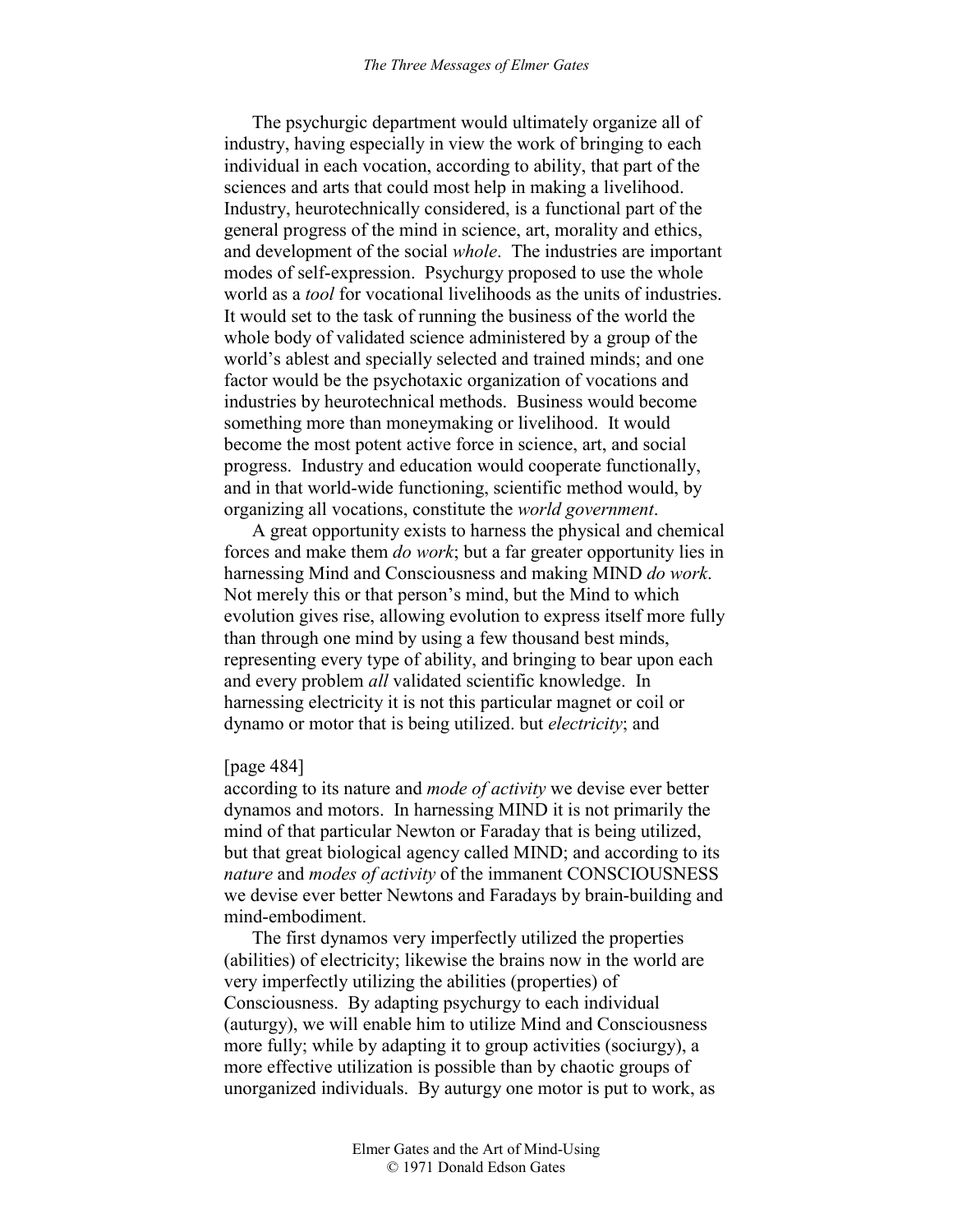The psychurgic department would ultimately organize all of industry, having especially in view the work of bringing to each individual in each vocation, according to ability, that part of the sciences and arts that could most help in making a livelihood. Industry, heurotechnically considered, is a functional part of the general progress of the mind in science, art, morality and ethics, and development of the social *whole*. The industries are important modes of self-expression. Psychurgy proposed to use the whole world as a *tool* for vocational livelihoods as the units of industries. It would set to the task of running the business of the world the whole body of validated science administered by a group of the world's ablest and specially selected and trained minds; and one factor would be the psychotaxic organization of vocations and industries by heurotechnical methods. Business would become something more than moneymaking or livelihood. It would become the most potent active force in science, art, and social progress. Industry and education would cooperate functionally, and in that world-wide functioning, scientific method would, by organizing all vocations, constitute the *world government*.

A great opportunity exists to harness the physical and chemical forces and make them *do work*; but a far greater opportunity lies in harnessing Mind and Consciousness and making MIND *do work*. Not merely this or that person's mind, but the Mind to which evolution gives rise, allowing evolution to express itself more fully than through one mind by using a few thousand best minds, representing every type of ability, and bringing to bear upon each and every problem *all* validated scientific knowledge. In harnessing electricity it is not this particular magnet or coil or dynamo or motor that is being utilized. but *electricity*; and

[page 484]

according to its nature and *mode of activity* we devise ever better dynamos and motors. In harnessing MIND it is not primarily the mind of that particular Newton or Faraday that is being utilized, but that great biological agency called MIND; and according to its *nature* and *modes of activity* of the immanent CONSCIOUSNESS we devise ever better Newtons and Faradays by brain-building and mind-embodiment.

The first dynamos very imperfectly utilized the properties (abilities) of electricity; likewise the brains now in the world are very imperfectly utilizing the abilities (properties) of Consciousness. By adapting psychurgy to each individual (auturgy), we will enable him to utilize Mind and Consciousness more fully; while by adapting it to group activities (sociurgy), a more effective utilization is possible than by chaotic groups of unorganized individuals. By auturgy one motor is put to work, as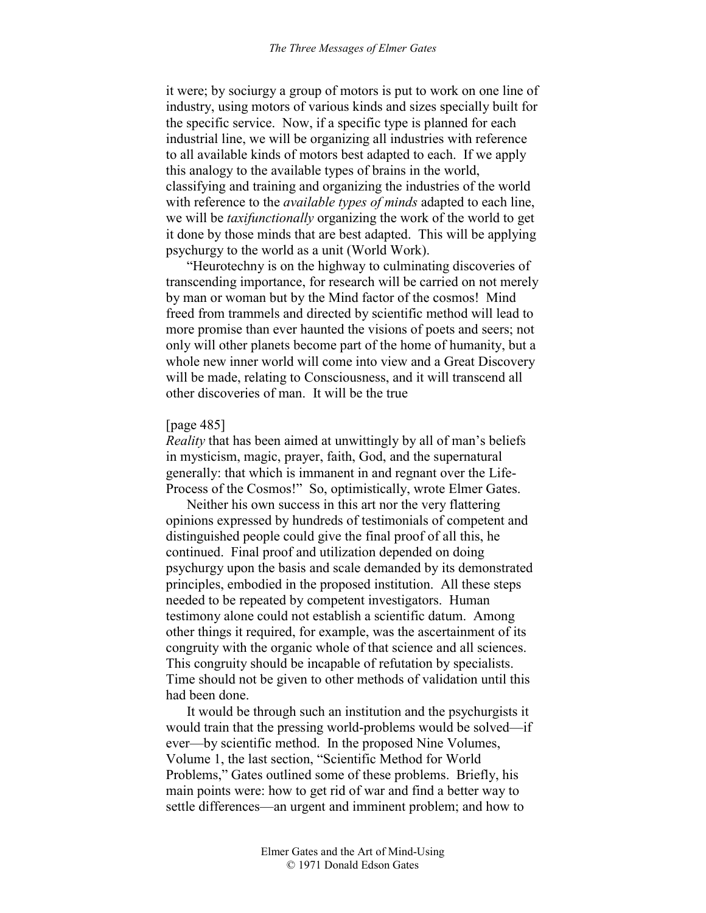it were; by sociurgy a group of motors is put to work on one line of industry, using motors of various kinds and sizes specially built for the specific service. Now, if a specific type is planned for each industrial line, we will be organizing all industries with reference to all available kinds of motors best adapted to each. If we apply this analogy to the available types of brains in the world, classifying and training and organizing the industries of the world with reference to the *available types of minds* adapted to each line, we will be *taxifunctionally* organizing the work of the world to get it done by those minds that are best adapted. This will be applying psychurgy to the world as a unit (World Work).

"Heurotechny is on the highway to culminating discoveries of transcending importance, for research will be carried on not merely by man or woman but by the Mind factor of the cosmos! Mind freed from trammels and directed by scientific method will lead to more promise than ever haunted the visions of poets and seers; not only will other planets become part of the home of humanity, but a whole new inner world will come into view and a Great Discovery will be made, relating to Consciousness, and it will transcend all other discoveries of man. It will be the true

[page 485]
*Reality* that has been aimed at unwittingly by all of man's beliefs in mysticism, magic, prayer, faith, God, and the supernatural generally: that which is immanent in and regnant over the Life-Process of the Cosmos!" So, optimistically, wrote Elmer Gates.

Neither his own success in this art nor the very flattering opinions expressed by hundreds of testimonials of competent and distinguished people could give the final proof of all this, he continued. Final proof and utilization depended on doing psychurgy upon the basis and scale demanded by its demonstrated principles, embodied in the proposed institution. All these steps needed to be repeated by competent investigators. Human testimony alone could not establish a scientific datum. Among other things it required, for example, was the ascertainment of its congruity with the organic whole of that science and all sciences. This congruity should be incapable of refutation by specialists. Time should not be given to other methods of validation until this had been done.

It would be through such an institution and the psychurgists it would train that the pressing world-problems would be solved—if ever—by scientific method. In the proposed Nine Volumes, Volume 1, the last section, "Scientific Method for World Problems," Gates outlined some of these problems. Briefly, his main points were: how to get rid of war and find a better way to settle differences—an urgent and imminent problem; and how to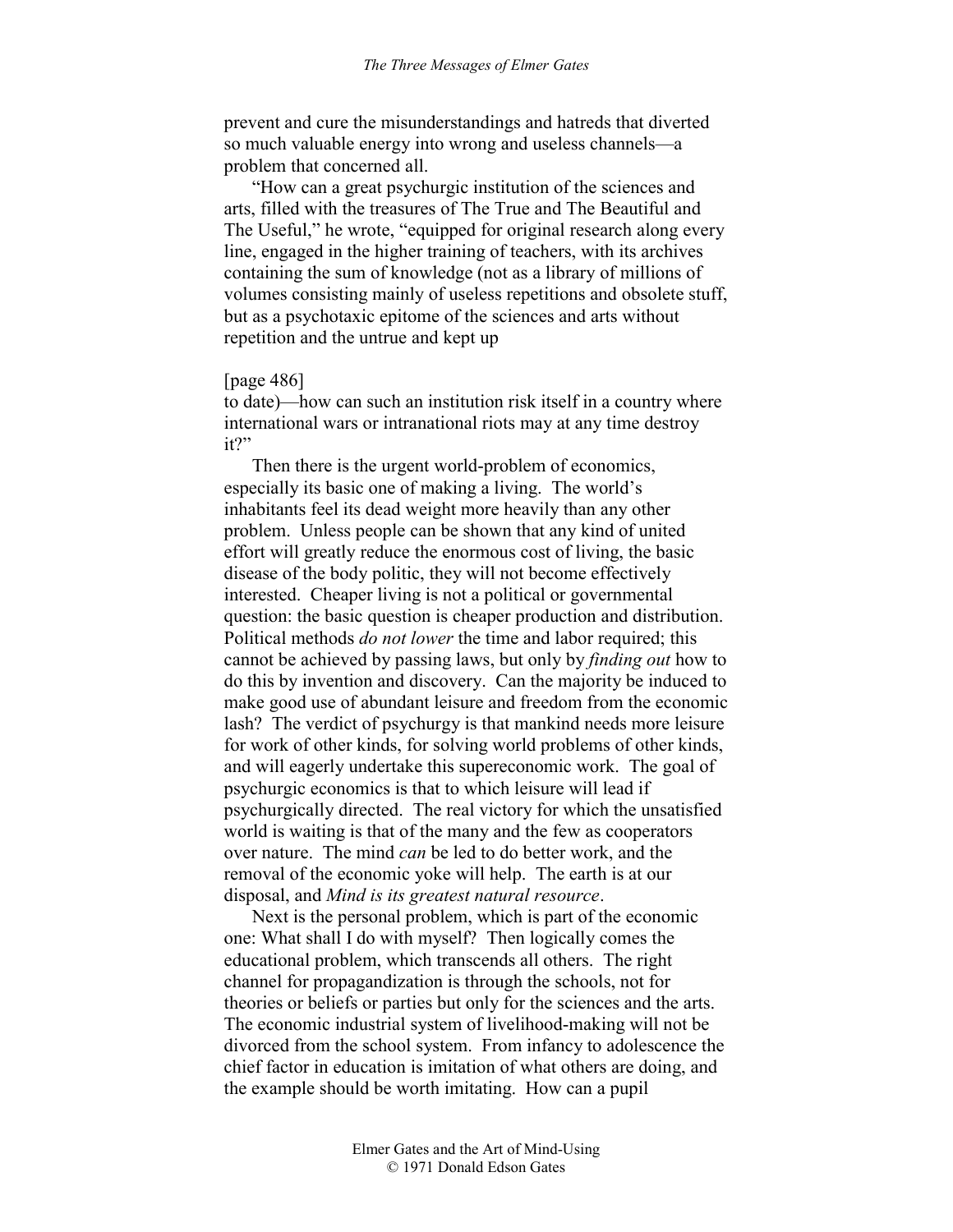prevent and cure the misunderstandings and hatreds that diverted so much valuable energy into wrong and useless channels—a problem that concerned all.

"How can a great psychurgic institution of the sciences and arts, filled with the treasures of The True and The Beautiful and The Useful," he wrote, "equipped for original research along every line, engaged in the higher training of teachers, with its archives containing the sum of knowledge (not as a library of millions of volumes consisting mainly of useless repetitions and obsolete stuff, but as a psychotaxic epitome of the sciences and arts without repetition and the untrue and kept up

[page 486]

to date)—how can such an institution risk itself in a country where international wars or intranational riots may at any time destroy it?"

Then there is the urgent world-problem of economics, especially its basic one of making a living. The world's inhabitants feel its dead weight more heavily than any other problem. Unless people can be shown that any kind of united effort will greatly reduce the enormous cost of living, the basic disease of the body politic, they will not become effectively interested. Cheaper living is not a political or governmental question: the basic question is cheaper production and distribution. Political methods *do not lower* the time and labor required; this cannot be achieved by passing laws, but only by *finding out* how to do this by invention and discovery. Can the majority be induced to make good use of abundant leisure and freedom from the economic lash? The verdict of psychurgy is that mankind needs more leisure for work of other kinds, for solving world problems of other kinds, and will eagerly undertake this supereconomic work. The goal of psychurgic economics is that to which leisure will lead if psychurgically directed. The real victory for which the unsatisfied world is waiting is that of the many and the few as cooperators over nature. The mind *can* be led to do better work, and the removal of the economic yoke will help. The earth is at our disposal, and *Mind is its greatest natural resource*.

Next is the personal problem, which is part of the economic one: What shall I do with myself? Then logically comes the educational problem, which transcends all others. The right channel for propagandization is through the schools, not for theories or beliefs or parties but only for the sciences and the arts. The economic industrial system of livelihood-making will not be divorced from the school system. From infancy to adolescence the chief factor in education is imitation of what others are doing, and the example should be worth imitating. How can a pupil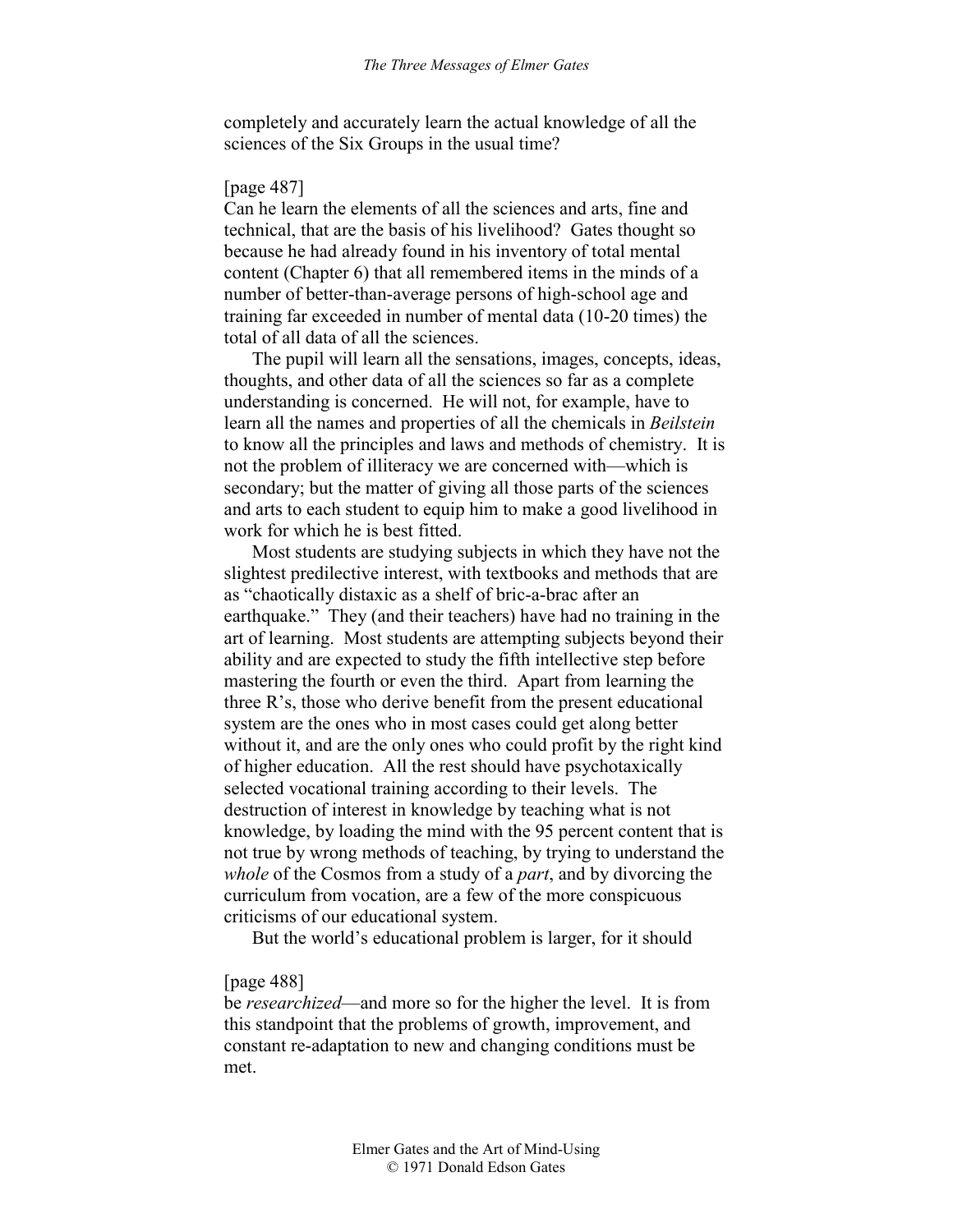completely and accurately learn the actual knowledge of all the sciences of the Six Groups in the usual time?

[page 487]
Can he learn the elements of all the sciences and arts, fine and technical, that are the basis of his livelihood? Gates thought so because he had already found in his inventory of total mental content (Chapter 6) that all remembered items in the minds of a number of better-than-average persons of high-school age and training far exceeded in number of mental data (10-20 times) the total of all data of all the sciences.

The pupil will learn all the sensations, images, concepts, ideas, thoughts, and other data of all the sciences so far as a complete understanding is concerned. He will not, for example, have to learn all the names and properties of all the chemicals in *Beilstein* to know all the principles and laws and methods of chemistry. It is not the problem of illiteracy we are concerned with—which is secondary; but the matter of giving all those parts of the sciences and arts to each student to equip him to make a good livelihood in work for which he is best fitted.

Most students are studying subjects in which they have not the slightest predilective interest, with textbooks and methods that are as "chaotically distaxic as a shelf of bric-a-brac after an earthquake." They (and their teachers) have had no training in the art of learning. Most students are attempting subjects beyond their ability and are expected to study the fifth intellective step before mastering the fourth or even the third. Apart from learning the three R's, those who derive benefit from the present educational system are the ones who in most cases could get along better without it, and are the only ones who could profit by the right kind of higher education. All the rest should have psychotaxically selected vocational training according to their levels. The destruction of interest in knowledge by teaching what is not knowledge, by loading the mind with the 95 percent content that is not true by wrong methods of teaching, by trying to understand the *whole* of the Cosmos from a study of a *part*, and by divorcing the curriculum from vocation, are a few of the more conspicuous criticisms of our educational system.

But the world's educational problem is larger, for it should

[page 488]
be *researchized*—and more so for the higher the level. It is from this standpoint that the problems of growth, improvement, and constant re-adaptation to new and changing conditions must be met.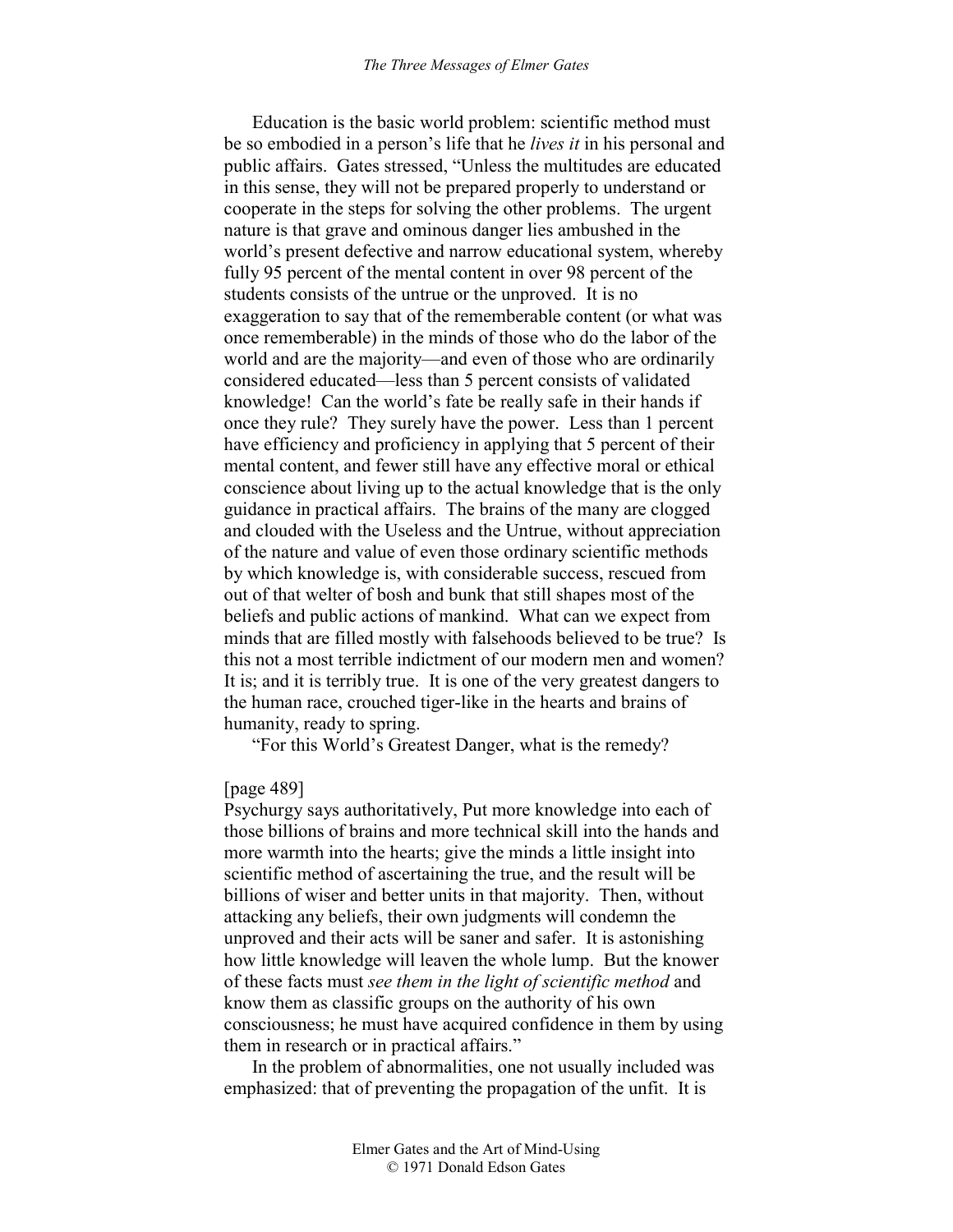Education is the basic world problem: scientific method must be so embodied in a person's life that he *lives it* in his personal and public affairs. Gates stressed, "Unless the multitudes are educated in this sense, they will not be prepared properly to understand or cooperate in the steps for solving the other problems. The urgent nature is that grave and ominous danger lies ambushed in the world's present defective and narrow educational system, whereby fully 95 percent of the mental content in over 98 percent of the students consists of the untrue or the unproved. It is no exaggeration to say that of the rememberable content (or what was once rememberable) in the minds of those who do the labor of the world and are the majority—and even of those who are ordinarily considered educated—less than 5 percent consists of validated knowledge! Can the world's fate be really safe in their hands if once they rule? They surely have the power. Less than 1 percent have efficiency and proficiency in applying that 5 percent of their mental content, and fewer still have any effective moral or ethical conscience about living up to the actual knowledge that is the only guidance in practical affairs. The brains of the many are clogged and clouded with the Useless and the Untrue, without appreciation of the nature and value of even those ordinary scientific methods by which knowledge is, with considerable success, rescued from out of that welter of bosh and bunk that still shapes most of the beliefs and public actions of mankind. What can we expect from minds that are filled mostly with falsehoods believed to be true? Is this not a most terrible indictment of our modern men and women? It is; and it is terribly true. It is one of the very greatest dangers to the human race, crouched tiger-like in the hearts and brains of humanity, ready to spring.

"For this World's Greatest Danger, what is the remedy?

[page 489]

Psychurgy says authoritatively, Put more knowledge into each of those billions of brains and more technical skill into the hands and more warmth into the hearts; give the minds a little insight into scientific method of ascertaining the true, and the result will be billions of wiser and better units in that majority. Then, without attacking any beliefs, their own judgments will condemn the unproved and their acts will be saner and safer. It is astonishing how little knowledge will leaven the whole lump. But the knower of these facts must *see them in the light of scientific method* and know them as classific groups on the authority of his own consciousness; he must have acquired confidence in them by using them in research or in practical affairs."

In the problem of abnormalities, one not usually included was emphasized: that of preventing the propagation of the unfit. It is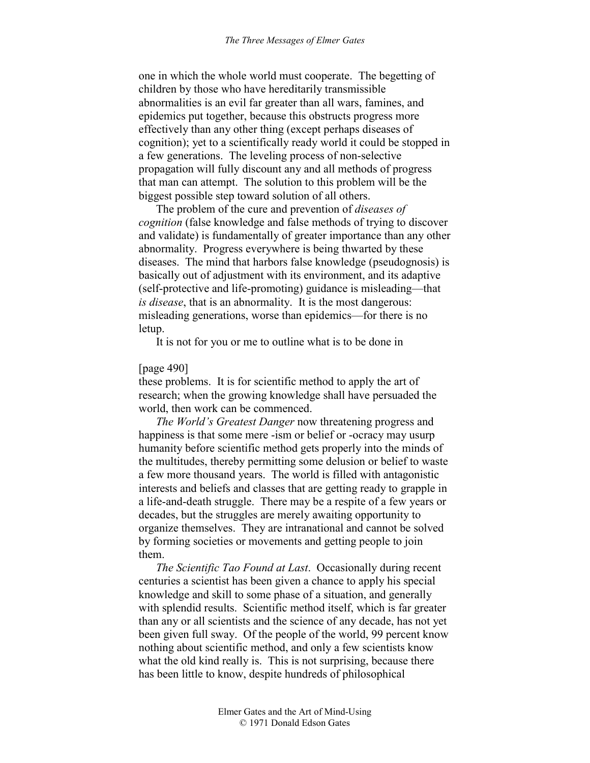one in which the whole world must cooperate. The begetting of children by those who have hereditarily transmissible abnormalities is an evil far greater than all wars, famines, and epidemics put together, because this obstructs progress more effectively than any other thing (except perhaps diseases of cognition); yet to a scientifically ready world it could be stopped in a few generations. The leveling process of non-selective propagation will fully discount any and all methods of progress that man can attempt. The solution to this problem will be the biggest possible step toward solution of all others.

The problem of the cure and prevention of *diseases of cognition* (false knowledge and false methods of trying to discover and validate) is fundamentally of greater importance than any other abnormality. Progress everywhere is being thwarted by these diseases. The mind that harbors false knowledge (pseudognosis) is basically out of adjustment with its environment, and its adaptive (self-protective and life-promoting) guidance is misleading—that *is disease*, that is an abnormality. It is the most dangerous: misleading generations, worse than epidemics—for there is no letup.

It is not for you or me to outline what is to be done in

[page 490]

these problems. It is for scientific method to apply the art of research; when the growing knowledge shall have persuaded the world, then work can be commenced.

*The World's Greatest Danger* now threatening progress and happiness is that some mere -ism or belief or -ocracy may usurp humanity before scientific method gets properly into the minds of the multitudes, thereby permitting some delusion or belief to waste a few more thousand years. The world is filled with antagonistic interests and beliefs and classes that are getting ready to grapple in a life-and-death struggle. There may be a respite of a few years or decades, but the struggles are merely awaiting opportunity to organize themselves. They are intranational and cannot be solved by forming societies or movements and getting people to join them.

*The Scientific Tao Found at Last*. Occasionally during recent centuries a scientist has been given a chance to apply his special knowledge and skill to some phase of a situation, and generally with splendid results. Scientific method itself, which is far greater than any or all scientists and the science of any decade, has not yet been given full sway. Of the people of the world, 99 percent know nothing about scientific method, and only a few scientists know what the old kind really is. This is not surprising, because there has been little to know, despite hundreds of philosophical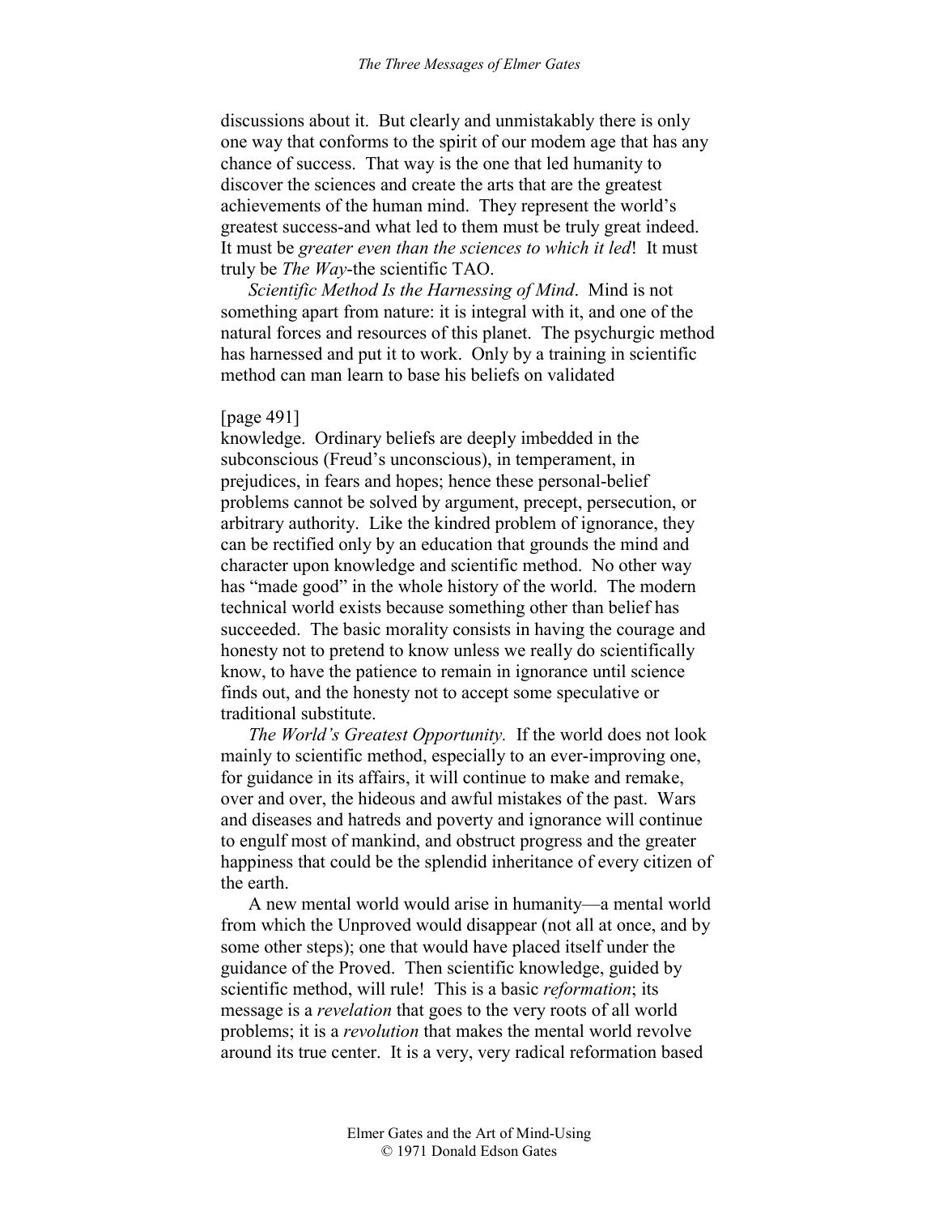discussions about it. But clearly and unmistakably there is only one way that conforms to the spirit of our modem age that has any chance of success. That way is the one that led humanity to discover the sciences and create the arts that are the greatest achievements of the human mind. They represent the world's greatest success-and what led to them must be truly great indeed. It must be *greater even than the sciences to which it led*! It must truly be *The Way*-the scientific TAO.

*Scientific Method Is the Harnessing of Mind*. Mind is not something apart from nature: it is integral with it, and one of the natural forces and resources of this planet. The psychurgic method has harnessed and put it to work. Only by a training in scientific method can man learn to base his beliefs on validated

[page 491]

knowledge. Ordinary beliefs are deeply imbedded in the subconscious (Freud's unconscious), in temperament, in prejudices, in fears and hopes; hence these personal-belief problems cannot be solved by argument, precept, persecution, or arbitrary authority. Like the kindred problem of ignorance, they can be rectified only by an education that grounds the mind and character upon knowledge and scientific method. No other way has "made good" in the whole history of the world. The modern technical world exists because something other than belief has succeeded. The basic morality consists in having the courage and honesty not to pretend to know unless we really do scientifically know, to have the patience to remain in ignorance until science finds out, and the honesty not to accept some speculative or traditional substitute.

*The World's Greatest Opportunity.* If the world does not look mainly to scientific method, especially to an ever-improving one, for guidance in its affairs, it will continue to make and remake, over and over, the hideous and awful mistakes of the past. Wars and diseases and hatreds and poverty and ignorance will continue to engulf most of mankind, and obstruct progress and the greater happiness that could be the splendid inheritance of every citizen of the earth.

A new mental world would arise in humanity—a mental world from which the Unproved would disappear (not all at once, and by some other steps); one that would have placed itself under the guidance of the Proved. Then scientific knowledge, guided by scientific method, will rule! This is a basic *reformation*; its message is a *revelation* that goes to the very roots of all world problems; it is a *revolution* that makes the mental world revolve around its true center. It is a very, very radical reformation based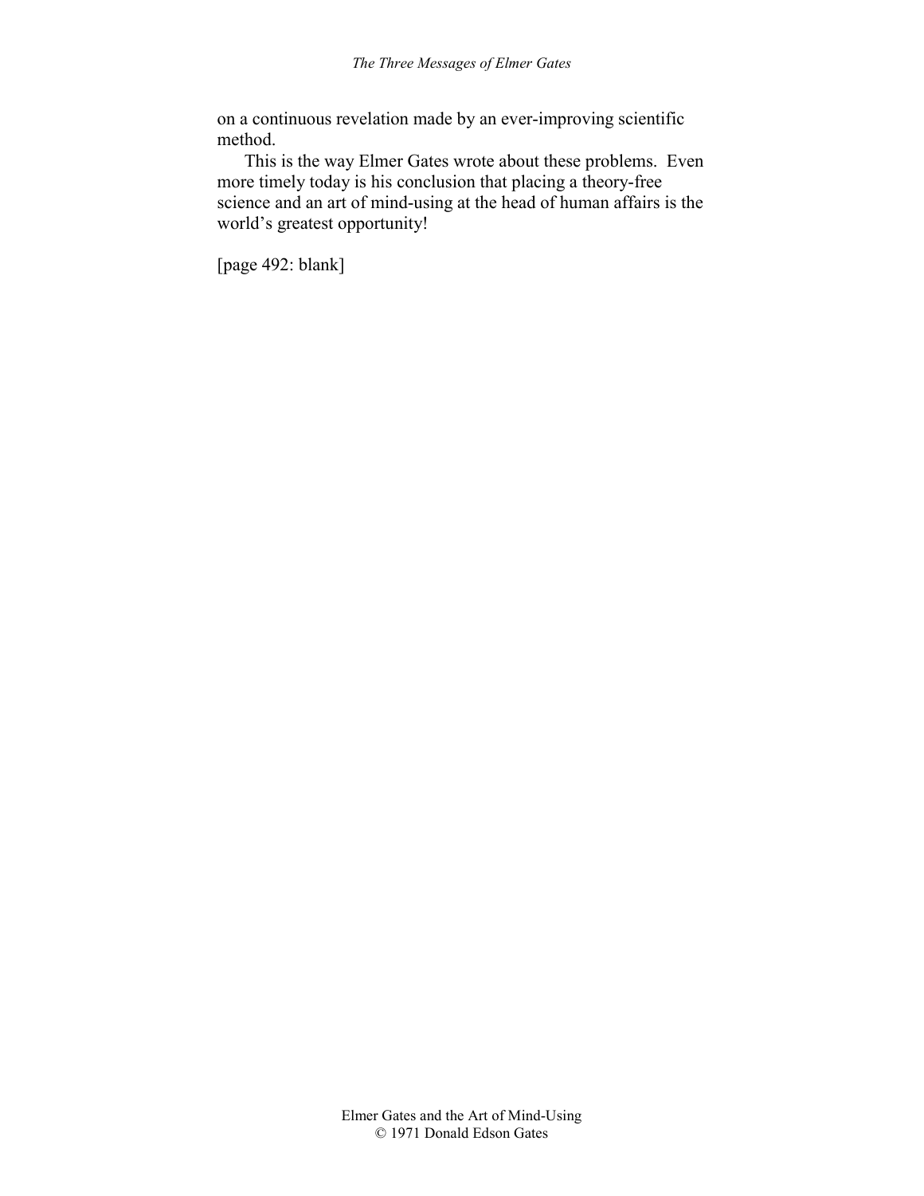on a continuous revelation made by an ever-improving scientific method.

This is the way Elmer Gates wrote about these problems. Even more timely today is his conclusion that placing a theory-free science and an art of mind-using at the head of human affairs is the world's greatest opportunity!

[page 492: blank]